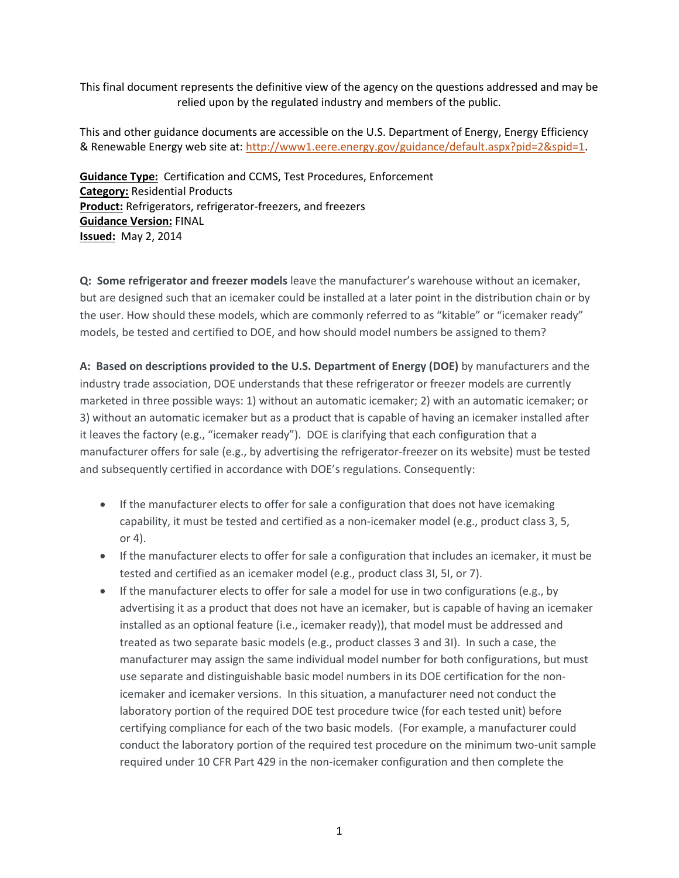This final document represents the definitive view of the agency on the questions addressed and may be relied upon by the regulated industry and members of the public.

This and other guidance documents are accessible on the U.S. Department of Energy, Energy Efficiency & Renewable Energy web site at: http://www1.eere.energy.gov/guidance/default.aspx?pid=2&spid=1.

**Guidance Type:** Certification and CCMS, Test Procedures, Enforcement
**Category:** Residential Products
**Product:** Refrigerators, refrigerator-freezers, and freezers
**Guidance Version:** FINAL
**Issued:** May 2, 2014

**Q: Some refrigerator and freezer models** leave the manufacturer's warehouse without an icemaker, but are designed such that an icemaker could be installed at a later point in the distribution chain or by the user. How should these models, which are commonly referred to as "kitable" or "icemaker ready" models, be tested and certified to DOE, and how should model numbers be assigned to them?

**A: Based on descriptions provided to the U.S. Department of Energy (DOE)** by manufacturers and the industry trade association, DOE understands that these refrigerator or freezer models are currently marketed in three possible ways: 1) without an automatic icemaker; 2) with an automatic icemaker; or 3) without an automatic icemaker but as a product that is capable of having an icemaker installed after it leaves the factory (e.g., "icemaker ready"). DOE is clarifying that each configuration that a manufacturer offers for sale (e.g., by advertising the refrigerator-freezer on its website) must be tested and subsequently certified in accordance with DOE's regulations. Consequently:

- If the manufacturer elects to offer for sale a configuration that does not have icemaking capability, it must be tested and certified as a non-icemaker model (e.g., product class 3, 5, or 4).
- If the manufacturer elects to offer for sale a configuration that includes an icemaker, it must be tested and certified as an icemaker model (e.g., product class 3I, 5I, or 7).
- If the manufacturer elects to offer for sale a model for use in two configurations (e.g., by advertising it as a product that does not have an icemaker, but is capable of having an icemaker installed as an optional feature (i.e., icemaker ready)), that model must be addressed and treated as two separate basic models (e.g., product classes 3 and 3I). In such a case, the manufacturer may assign the same individual model number for both configurations, but must use separate and distinguishable basic model numbers in its DOE certification for the non-icemaker and icemaker versions. In this situation, a manufacturer need not conduct the laboratory portion of the required DOE test procedure twice (for each tested unit) before certifying compliance for each of the two basic models. (For example, a manufacturer could conduct the laboratory portion of the required test procedure on the minimum two-unit sample required under 10 CFR Part 429 in the non-icemaker configuration and then complete the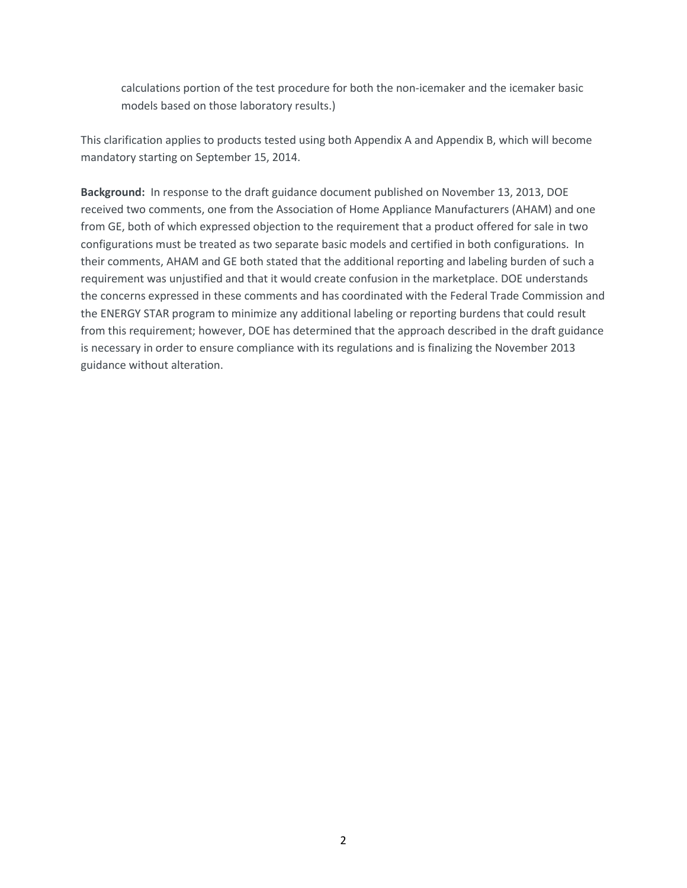calculations portion of the test procedure for both the non-icemaker and the icemaker basic models based on those laboratory results.)

This clarification applies to products tested using both Appendix A and Appendix B, which will become mandatory starting on September 15, 2014.

**Background:** In response to the draft guidance document published on November 13, 2013, DOE received two comments, one from the Association of Home Appliance Manufacturers (AHAM) and one from GE, both of which expressed objection to the requirement that a product offered for sale in two configurations must be treated as two separate basic models and certified in both configurations. In their comments, AHAM and GE both stated that the additional reporting and labeling burden of such a requirement was unjustified and that it would create confusion in the marketplace. DOE understands the concerns expressed in these comments and has coordinated with the Federal Trade Commission and the ENERGY STAR program to minimize any additional labeling or reporting burdens that could result from this requirement; however, DOE has determined that the approach described in the draft guidance is necessary in order to ensure compliance with its regulations and is finalizing the November 2013 guidance without alteration.